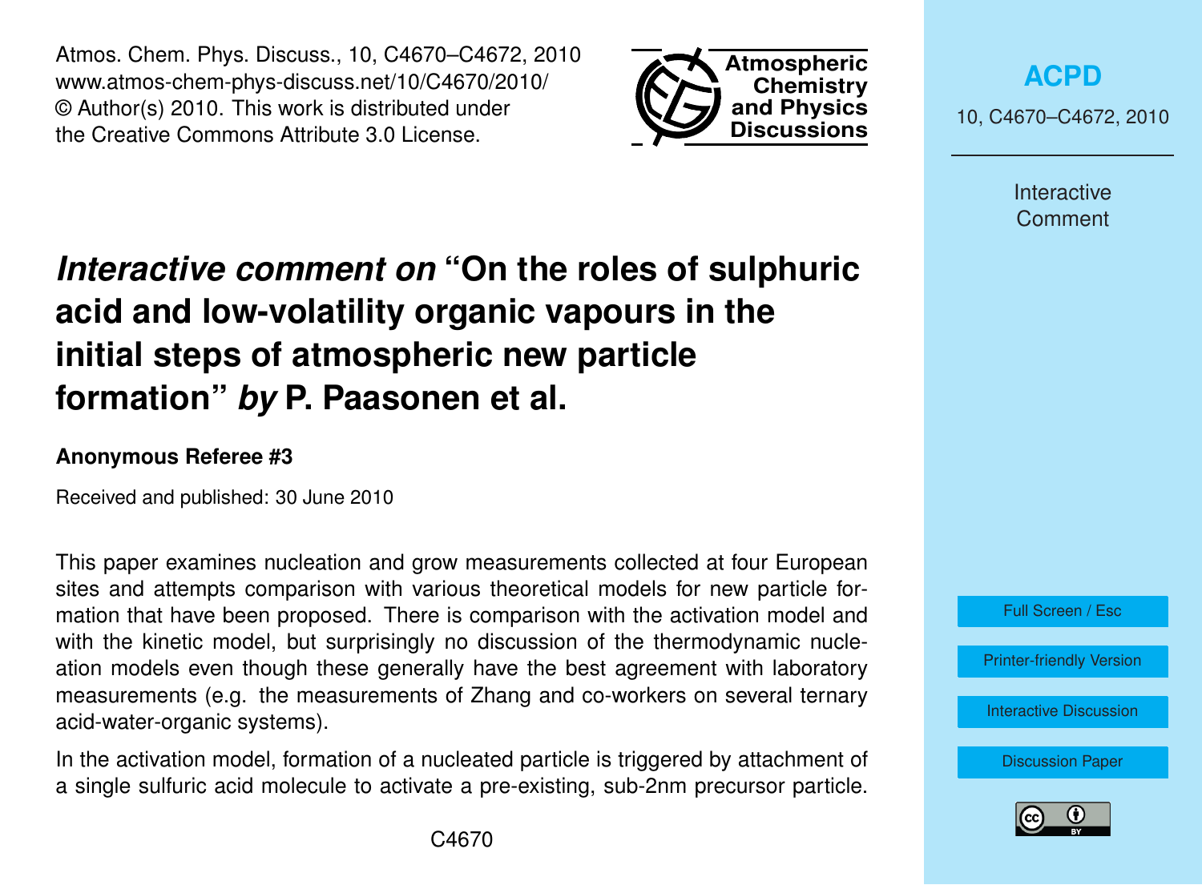# *Interactive comment on* "On the roles of sulphuric acid and low-volatility organic vapours in the initial steps of atmospheric new particle formation" *by* P. Paasonen et al.

**Anonymous Referee #3**

Received and published: 30 June 2010

This paper examines nucleation and grow measurements collected at four European sites and attempts comparison with various theoretical models for new particle formation that have been proposed. There is comparison with the activation model and with the kinetic model, but surprisingly no discussion of the thermodynamic nucleation models even though these generally have the best agreement with laboratory measurements (e.g. the measurements of Zhang and co-workers on several ternary acid-water-organic systems).

In the activation model, formation of a nucleated particle is triggered by attachment of a single sulfuric acid molecule to activate a pre-existing, sub-2nm precursor particle.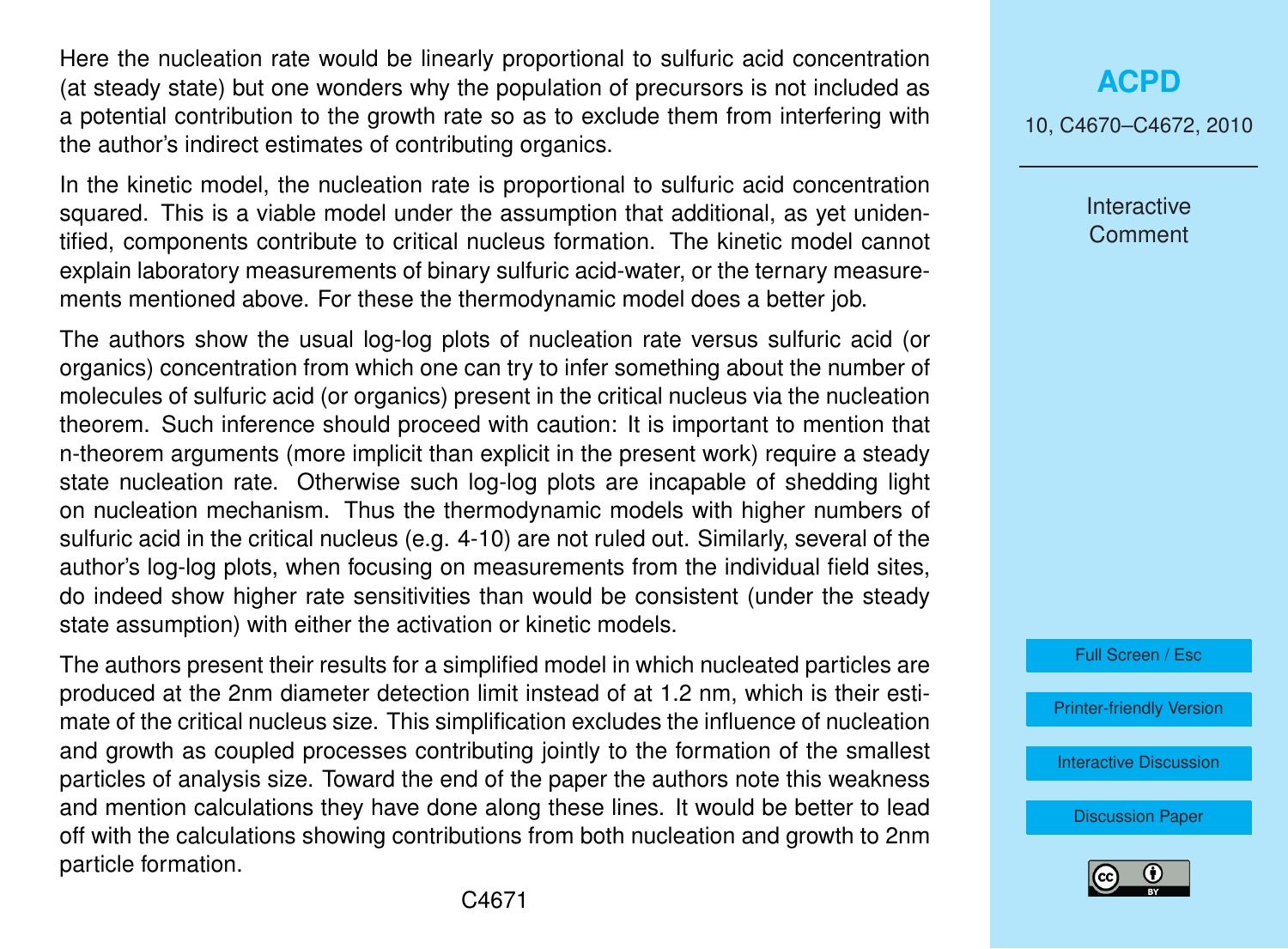Here the nucleation rate would be linearly proportional to sulfuric acid concentration (at steady state) but one wonders why the population of precursors is not included as a potential contribution to the growth rate so as to exclude them from interfering with the author's indirect estimates of contributing organics.

In the kinetic model, the nucleation rate is proportional to sulfuric acid concentration squared. This is a viable model under the assumption that additional, as yet unidentified, components contribute to critical nucleus formation. The kinetic model cannot explain laboratory measurements of binary sulfuric acid-water, or the ternary measurements mentioned above. For these the thermodynamic model does a better job.

The authors show the usual log-log plots of nucleation rate versus sulfuric acid (or organics) concentration from which one can try to infer something about the number of molecules of sulfuric acid (or organics) present in the critical nucleus via the nucleation theorem. Such inference should proceed with caution: It is important to mention that n-theorem arguments (more implicit than explicit in the present work) require a steady state nucleation rate. Otherwise such log-log plots are incapable of shedding light on nucleation mechanism. Thus the thermodynamic models with higher numbers of sulfuric acid in the critical nucleus (e.g. 4-10) are not ruled out. Similarly, several of the author's log-log plots, when focusing on measurements from the individual field sites, do indeed show higher rate sensitivities than would be consistent (under the steady state assumption) with either the activation or kinetic models.

The authors present their results for a simplified model in which nucleated particles are produced at the 2nm diameter detection limit instead of at 1.2 nm, which is their estimate of the critical nucleus size. This simplification excludes the influence of nucleation and growth as coupled processes contributing jointly to the formation of the smallest particles of analysis size. Toward the end of the paper the authors note this weakness and mention calculations they have done along these lines. It would be better to lead off with the calculations showing contributions from both nucleation and growth to 2nm particle formation.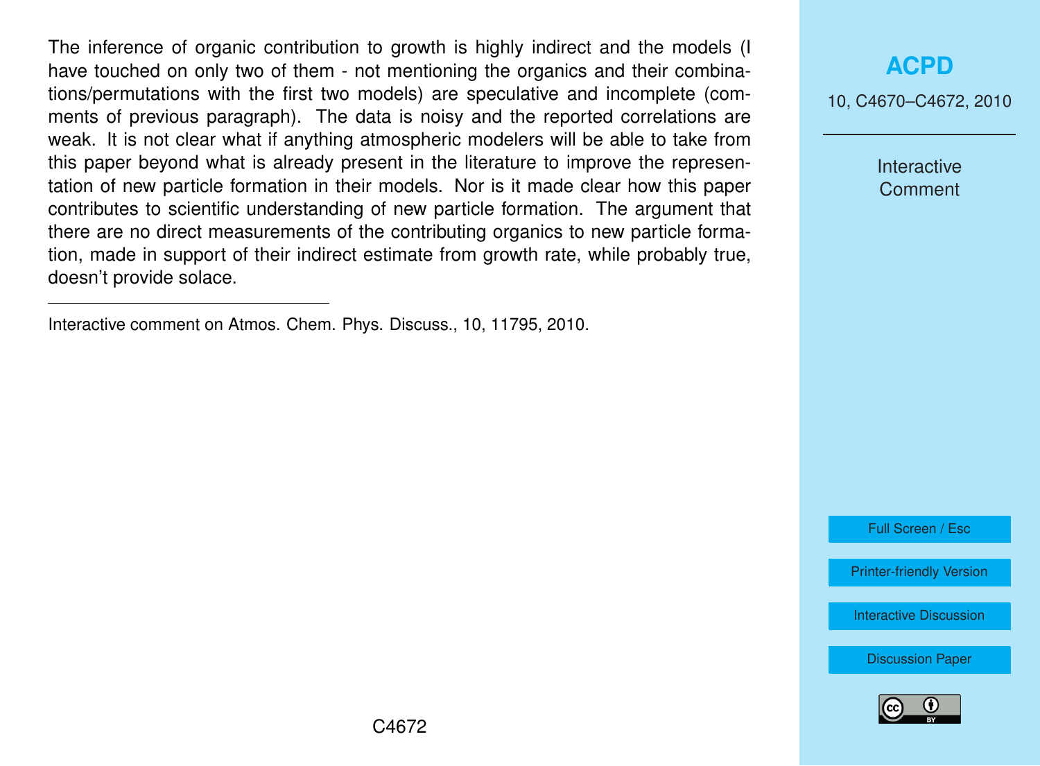The inference of organic contribution to growth is highly indirect and the models (I have touched on only two of them - not mentioning the organics and their combinations/permutations with the first two models) are speculative and incomplete (comments of previous paragraph). The data is noisy and the reported correlations are weak. It is not clear what if anything atmospheric modelers will be able to take from this paper beyond what is already present in the literature to improve the representation of new particle formation in their models. Nor is it made clear how this paper contributes to scientific understanding of new particle formation. The argument that there are no direct measurements of the contributing organics to new particle formation, made in support of their indirect estimate from growth rate, while probably true, doesn't provide solace.

---

Interactive comment on Atmos. Chem. Phys. Discuss., 10, 11795, 2010.